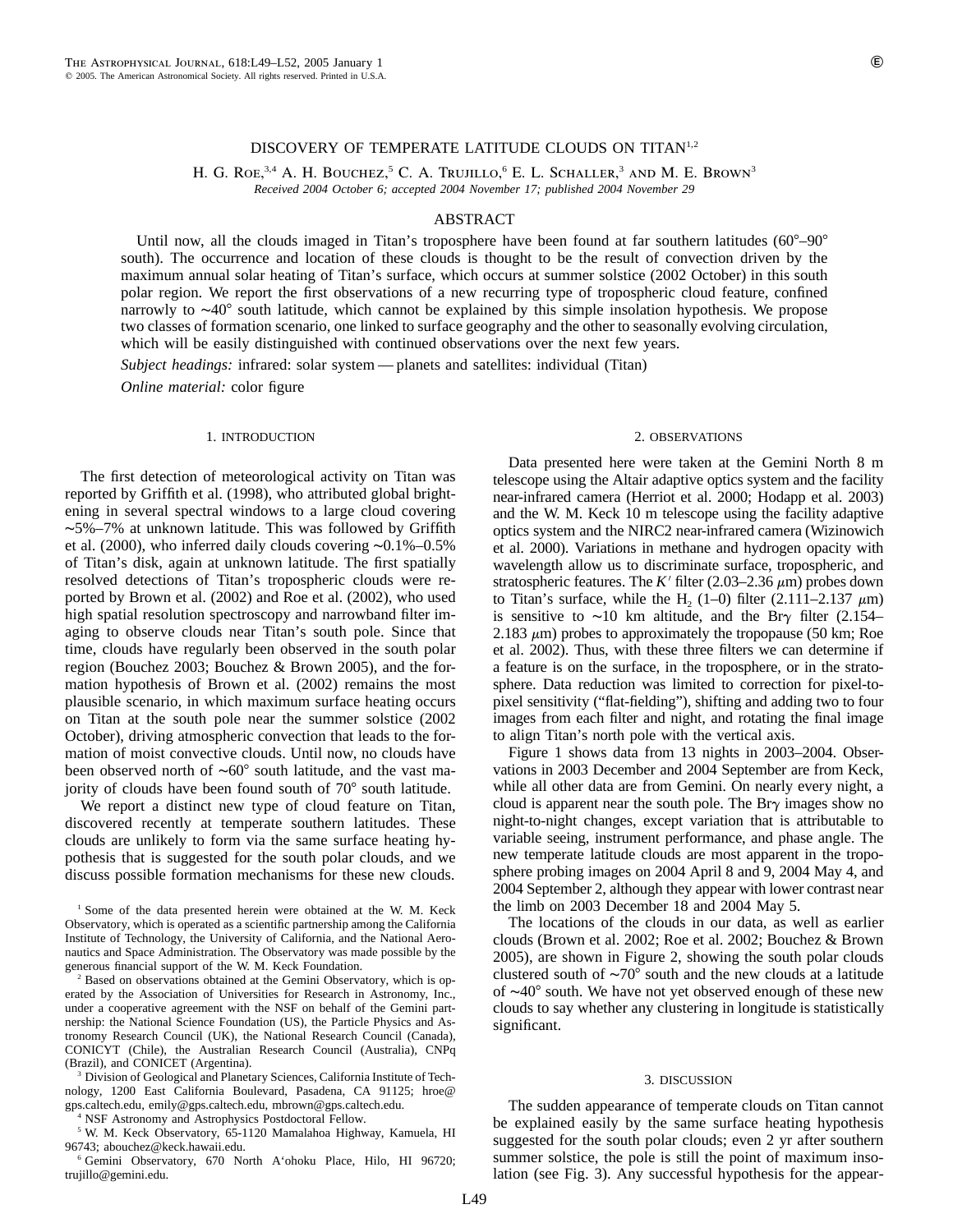# DISCOVERY OF TEMPERATE LATITUDE CLOUDS ON TITAN[1,2]

H. G. Roe,[3,4] A. H. Bouchez,[5] C. A. Trujillo,[6] E. L. Schaller,[3] and M. E. Brown[3]

*Received 2004 October 6; accepted 2004 November 17; published 2004 November 29*

## ABSTRACT

Until now, all the clouds imaged in Titan's troposphere have been found at far southern latitudes (60°–90° south). The occurrence and location of these clouds is thought to be the result of convection driven by the maximum annual solar heating of Titan's surface, which occurs at summer solstice (2002 October) in this south polar region. We report the first observations of a new recurring type of tropospheric cloud feature, confined narrowly to ∼40° south latitude, which cannot be explained by this simple insolation hypothesis. We propose two classes of formation scenario, one linked to surface geography and the other to seasonally evolving circulation, which will be easily distinguished with continued observations over the next few years.

*Subject headings:* infrared: solar system — planets and satellites: individual (Titan)

*Online material:* color figure

## 1. INTRODUCTION

The first detection of meteorological activity on Titan was reported by Griffith et al. (1998), who attributed global brightening in several spectral windows to a large cloud covering ∼5%–7% at unknown latitude. This was followed by Griffith et al. (2000), who inferred daily clouds covering ∼0.1%–0.5% of Titan's disk, again at unknown latitude. The first spatially resolved detections of Titan's tropospheric clouds were reported by Brown et al. (2002) and Roe et al. (2002), who used high spatial resolution spectroscopy and narrowband filter imaging to observe clouds near Titan's south pole. Since that time, clouds have regularly been observed in the south polar region (Bouchez 2003; Bouchez & Brown 2005), and the formation hypothesis of Brown et al. (2002) remains the most plausible scenario, in which maximum surface heating occurs on Titan at the south pole near the summer solstice (2002 October), driving atmospheric convection that leads to the formation of moist convective clouds. Until now, no clouds have been observed north of ∼60° south latitude, and the vast majority of clouds have been found south of 70° south latitude.

We report a distinct new type of cloud feature on Titan, discovered recently at temperate southern latitudes. These clouds are unlikely to form via the same surface heating hypothesis that is suggested for the south polar clouds, and we discuss possible formation mechanisms for these new clouds.

[1] Some of the data presented herein were obtained at the W. M. Keck Observatory, which is operated as a scientific partnership among the California Institute of Technology, the University of California, and the National Aeronautics and Space Administration. The Observatory was made possible by the generous financial support of the W. M. Keck Foundation.

[2] Based on observations obtained at the Gemini Observatory, which is operated by the Association of Universities for Research in Astronomy, Inc., under a cooperative agreement with the NSF on behalf of the Gemini partnership: the National Science Foundation (US), the Particle Physics and Astronomy Research Council (UK), the National Research Council (Canada), CONICYT (Chile), the Australian Research Council (Australia), CNPq (Brazil), and CONICET (Argentina).

[3] Division of Geological and Planetary Sciences, California Institute of Technology, 1200 East California Boulevard, Pasadena, CA 91125; hroe@gps.caltech.edu, emily@gps.caltech.edu, mbrown@gps.caltech.edu.

[4] NSF Astronomy and Astrophysics Postdoctoral Fellow.

[5] W. M. Keck Observatory, 65-1120 Mamalahoa Highway, Kamuela, HI 96743; abouchez@keck.hawaii.edu.

[6] Gemini Observatory, 670 North A'ohoku Place, Hilo, HI 96720; trujillo@gemini.edu.

## 2. OBSERVATIONS

Data presented here were taken at the Gemini North 8 m telescope using the Altair adaptive optics system and the facility near-infrared camera (Herriot et al. 2000; Hodapp et al. 2003) and the W. M. Keck 10 m telescope using the facility adaptive optics system and the NIRC2 near-infrared camera (Wizinowich et al. 2000). Variations in methane and hydrogen opacity with wavelength allow us to discriminate surface, tropospheric, and stratospheric features. The $K'$ filter (2.03–2.36 $\mu$m) probes down to Titan's surface, while the $H_2$ (1–0) filter (2.111–2.137 $\mu$m) is sensitive to ∼10 km altitude, and the Br$\gamma$ filter (2.154–2.183 $\mu$m) probes to approximately the tropopause (50 km; Roe et al. 2002). Thus, with these three filters we can determine if a feature is on the surface, in the troposphere, or in the stratosphere. Data reduction was limited to correction for pixel-to-pixel sensitivity ("flat-fielding"), shifting and adding two to four images from each filter and night, and rotating the final image to align Titan's north pole with the vertical axis.

Figure 1 shows data from 13 nights in 2003–2004. Observations in 2003 December and 2004 September are from Keck, while all other data are from Gemini. On nearly every night, a cloud is apparent near the south pole. The Br$\gamma$ images show no night-to-night changes, except variation that is attributable to variable seeing, instrument performance, and phase angle. The new temperate latitude clouds are most apparent in the troposphere probing images on 2004 April 8 and 9, 2004 May 4, and 2004 September 2, although they appear with lower contrast near the limb on 2003 December 18 and 2004 May 5.

The locations of the clouds in our data, as well as earlier clouds (Brown et al. 2002; Roe et al. 2002; Bouchez & Brown 2005), are shown in Figure 2, showing the south polar clouds clustered south of ∼70° south and the new clouds at a latitude of ∼40° south. We have not yet observed enough of these new clouds to say whether any clustering in longitude is statistically significant.

## 3. DISCUSSION

The sudden appearance of temperate clouds on Titan cannot be explained easily by the same surface heating hypothesis suggested for the south polar clouds; even 2 yr after southern summer solstice, the pole is still the point of maximum insolation (see Fig. 3). Any successful hypothesis for the appear-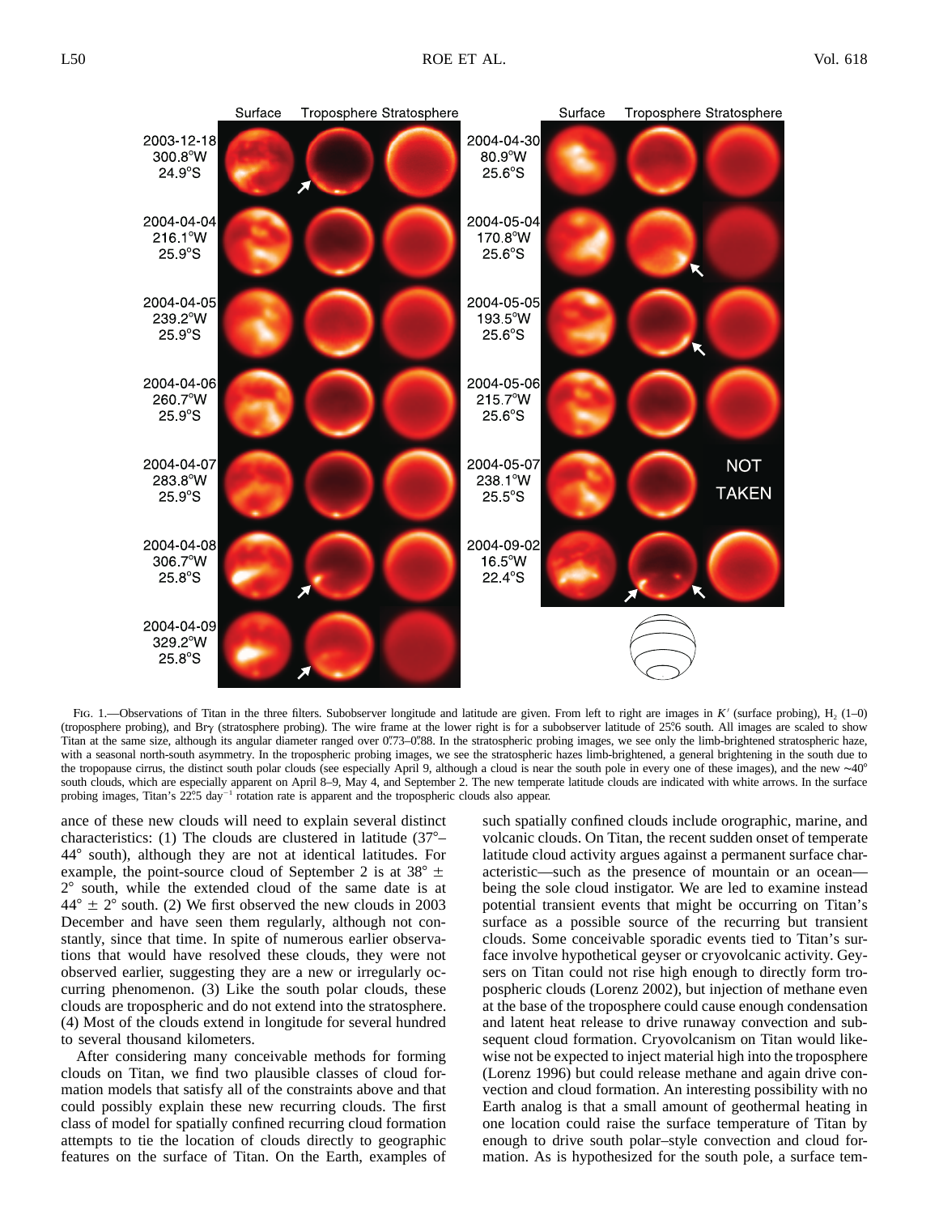Fig. 1.—Observations of Titan in the three filters. Subobserver longitude and latitude are given. From left to right are images in $K'$ (surface probing), $H_2$ (1–0) (troposphere probing), and Br$\gamma$ (stratosphere probing). The wire frame at the lower right is for a subobserver latitude of 25°.6 south. All images are scaled to show Titan at the same size, although its angular diameter ranged over 0″.73–0″.88. In the stratospheric probing images, we see only the limb-brightened stratospheric haze, with a seasonal north-south asymmetry. In the tropospheric probing images, we see the stratospheric hazes limb-brightened, a general brightening in the south due to the tropopause cirrus, the distinct south polar clouds (see especially April 9, although a cloud is near the south pole in every one of these images), and the new ~40° south clouds, which are especially apparent on April 8–9, May 4, and September 2. The new temperate latitude clouds are indicated with white arrows. In the surface probing images, Titan's 22°.5 day$^{-1}$ rotation rate is apparent and the tropospheric clouds also appear.

ance of these new clouds will need to explain several distinct characteristics: (1) The clouds are clustered in latitude (37°–44° south), although they are not at identical latitudes. For example, the point-source cloud of September 2 is at 38° ± 2° south, while the extended cloud of the same date is at 44° ± 2° south. (2) We first observed the new clouds in 2003 December and have seen them regularly, although not constantly, since that time. In spite of numerous earlier observations that would have resolved these clouds, they were not observed earlier, suggesting they are a new or irregularly occurring phenomenon. (3) Like the south polar clouds, these clouds are tropospheric and do not extend into the stratosphere. (4) Most of the clouds extend in longitude for several hundred to several thousand kilometers.

After considering many conceivable methods for forming clouds on Titan, we find two plausible classes of cloud formation models that satisfy all of the constraints above and that could possibly explain these new recurring clouds. The first class of model for spatially confined recurring cloud formation attempts to tie the location of clouds directly to geographic features on the surface of Titan. On the Earth, examples of such spatially confined clouds include orographic, marine, and volcanic clouds. On Titan, the recent sudden onset of temperate latitude cloud activity argues against a permanent surface characteristic—such as the presence of mountain or an ocean—being the sole cloud instigator. We are led to examine instead potential transient events that might be occurring on Titan's surface as a possible source of the recurring but transient clouds. Some conceivable sporadic events tied to Titan's surface involve hypothetical geyser or cryovolcanic activity. Geysers on Titan could not rise high enough to directly form tropospheric clouds (Lorenz 2002), but injection of methane even at the base of the troposphere could cause enough condensation and latent heat release to drive runaway convection and subsequent cloud formation. Cryovolcanism on Titan would likewise not be expected to inject material high into the troposphere (Lorenz 1996) but could release methane and again drive convection and cloud formation. An interesting possibility with no Earth analog is that a small amount of geothermal heating in one location could raise the surface temperature of Titan by enough to drive south polar–style convection and cloud formation. As is hypothesized for the south pole, a surface tem-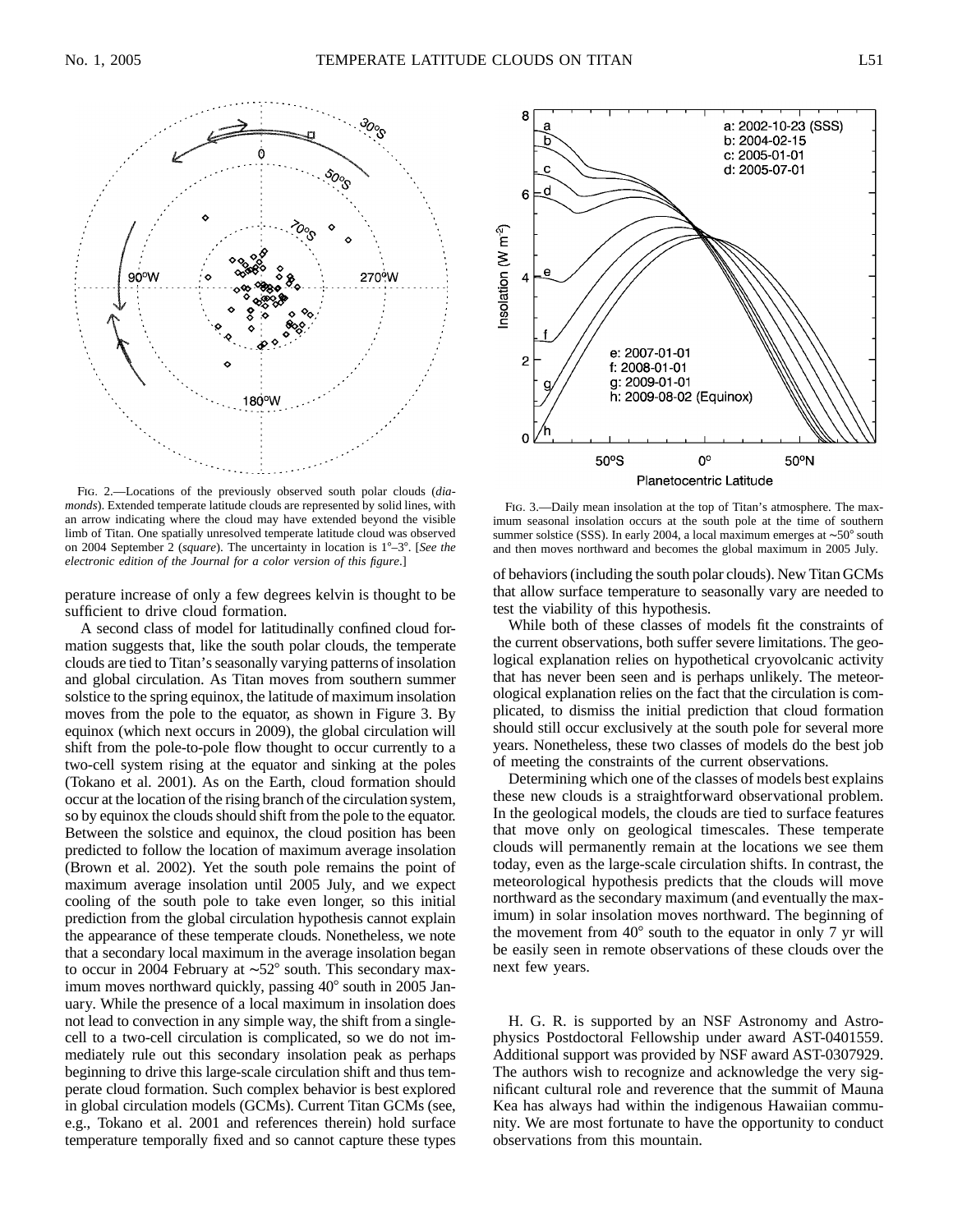30°S

0

50°S

70°S

90°W

270°W

180°W

FIG. 2.—Locations of the previously observed south polar clouds (*diamonds*). Extended temperate latitude clouds are represented by solid lines, with an arrow indicating where the cloud may have extended beyond the visible limb of Titan. One spatially unresolved temperate latitude cloud was observed on 2004 September 2 (*square*). The uncertainty in location is 1°–3°. [*See the electronic edition of the Journal for a color version of this figure*.]

a: 2002-10-23 (SSS)
b: 2004-02-15
c: 2005-01-01
d: 2005-07-01

e: 2007-01-01
f: 2008-01-01
g: 2009-01-01
h: 2009-08-02 (Equinox)

Insolation (W m$^{-2}$)

Planetocentric Latitude

50°S 0° 50°N

FIG. 3.—Daily mean insolation at the top of Titan's atmosphere. The maximum seasonal insolation occurs at the south pole at the time of southern summer solstice (SSS). In early 2004, a local maximum emerges at ~50° south and then moves northward and becomes the global maximum in 2005 July.

perature increase of only a few degrees kelvin is thought to be sufficient to drive cloud formation.

A second class of model for latitudinally confined cloud formation suggests that, like the south polar clouds, the temperate clouds are tied to Titan's seasonally varying patterns of insolation and global circulation. As Titan moves from southern summer solstice to the spring equinox, the latitude of maximum insolation moves from the pole to the equator, as shown in Figure 3. By equinox (which next occurs in 2009), the global circulation will shift from the pole-to-pole flow thought to occur currently to a two-cell system rising at the equator and sinking at the poles (Tokano et al. 2001). As on the Earth, cloud formation should occur at the location of the rising branch of the circulation system, so by equinox the clouds should shift from the pole to the equator. Between the solstice and equinox, the cloud position has been predicted to follow the location of maximum average insolation (Brown et al. 2002). Yet the south pole remains the point of maximum average insolation until 2005 July, and we expect cooling of the south pole to take even longer, so this initial prediction from the global circulation hypothesis cannot explain the appearance of these temperate clouds. Nonetheless, we note that a secondary local maximum in the average insolation began to occur in 2004 February at ~52° south. This secondary maximum moves northward quickly, passing 40° south in 2005 January. While the presence of a local maximum in insolation does not lead to convection in any simple way, the shift from a single-cell to a two-cell circulation is complicated, so we do not immediately rule out this secondary insolation peak as perhaps beginning to drive this large-scale circulation shift and thus temperate cloud formation. Such complex behavior is best explored in global circulation models (GCMs). Current Titan GCMs (see, e.g., Tokano et al. 2001 and references therein) hold surface temperature temporally fixed and so cannot capture these types of behaviors (including the south polar clouds). New Titan GCMs that allow surface temperature to seasonally vary are needed to test the viability of this hypothesis.

While both of these classes of models fit the constraints of the current observations, both suffer severe limitations. The geological explanation relies on hypothetical cryovolcanic activity that has never been seen and is perhaps unlikely. The meteorological explanation relies on the fact that the circulation is complicated, to dismiss the initial prediction that cloud formation should still occur exclusively at the south pole for several more years. Nonetheless, these two classes of models do the best job of meeting the constraints of the current observations.

Determining which one of the classes of models best explains these new clouds is a straightforward observational problem. In the geological models, the clouds are tied to surface features that move only on geological timescales. These temperate clouds will permanently remain at the locations we see them today, even as the large-scale circulation shifts. In contrast, the meteorological hypothesis predicts that the clouds will move northward as the secondary maximum (and eventually the maximum) in solar insolation moves northward. The beginning of the movement from 40° south to the equator in only 7 yr will be easily seen in remote observations of these clouds over the next few years.

H. G. R. is supported by an NSF Astronomy and Astrophysics Postdoctoral Fellowship under award AST-0401559. Additional support was provided by NSF award AST-0307929. The authors wish to recognize and acknowledge the very significant cultural role and reverence that the summit of Mauna Kea has always had within the indigenous Hawaiian community. We are most fortunate to have the opportunity to conduct observations from this mountain.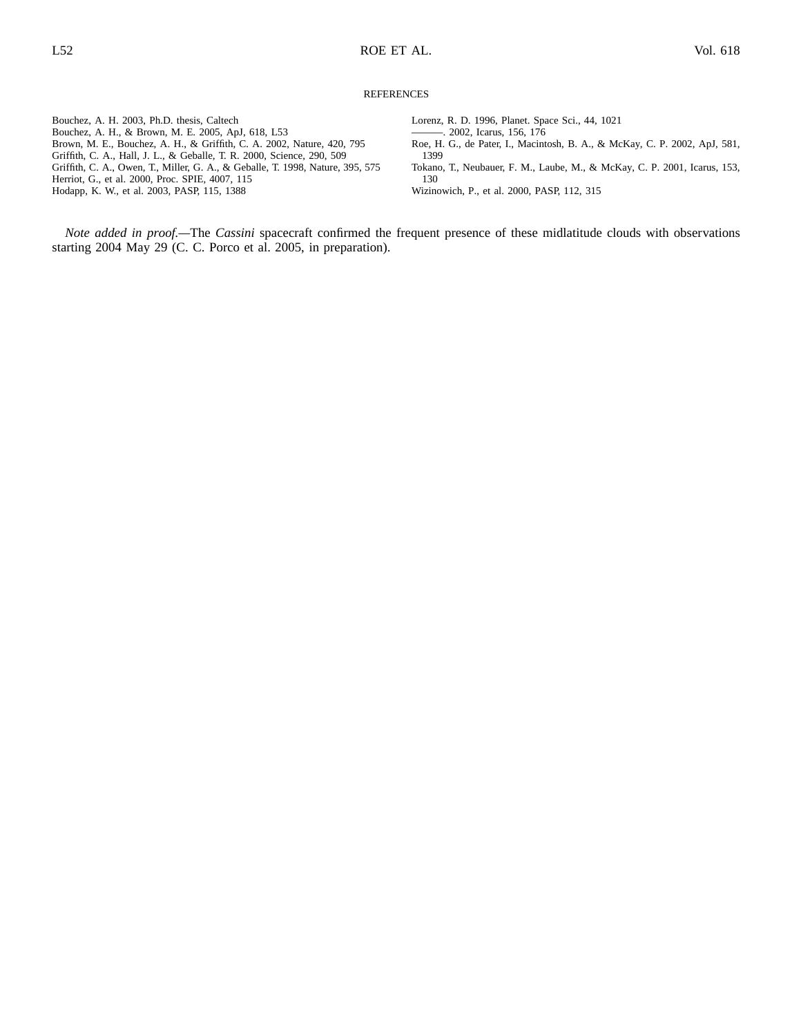## REFERENCES

Bouchez, A. H. 2003, Ph.D. thesis, Caltech

Bouchez, A. H., & Brown, M. E. 2005, ApJ, 618, L53

Brown, M. E., Bouchez, A. H., & Griffith, C. A. 2002, Nature, 420, 795

Griffith, C. A., Hall, J. L., & Geballe, T. R. 2000, Science, 290, 509

Griffith, C. A., Owen, T., Miller, G. A., & Geballe, T. 1998, Nature, 395, 575

Herriot, G., et al. 2000, Proc. SPIE, 4007, 115

Hodapp, K. W., et al. 2003, PASP, 115, 1388

Lorenz, R. D. 1996, Planet. Space Sci., 44, 1021

———. 2002, Icarus, 156, 176

Roe, H. G., de Pater, I., Macintosh, B. A., & McKay, C. P. 2002, ApJ, 581, 1399

Tokano, T., Neubauer, F. M., Laube, M., & McKay, C. P. 2001, Icarus, 153, 130

Wizinowich, P., et al. 2000, PASP, 112, 315

*Note added in proof.*—The *Cassini* spacecraft confirmed the frequent presence of these midlatitude clouds with observations starting 2004 May 29 (C. C. Porco et al. 2005, in preparation).